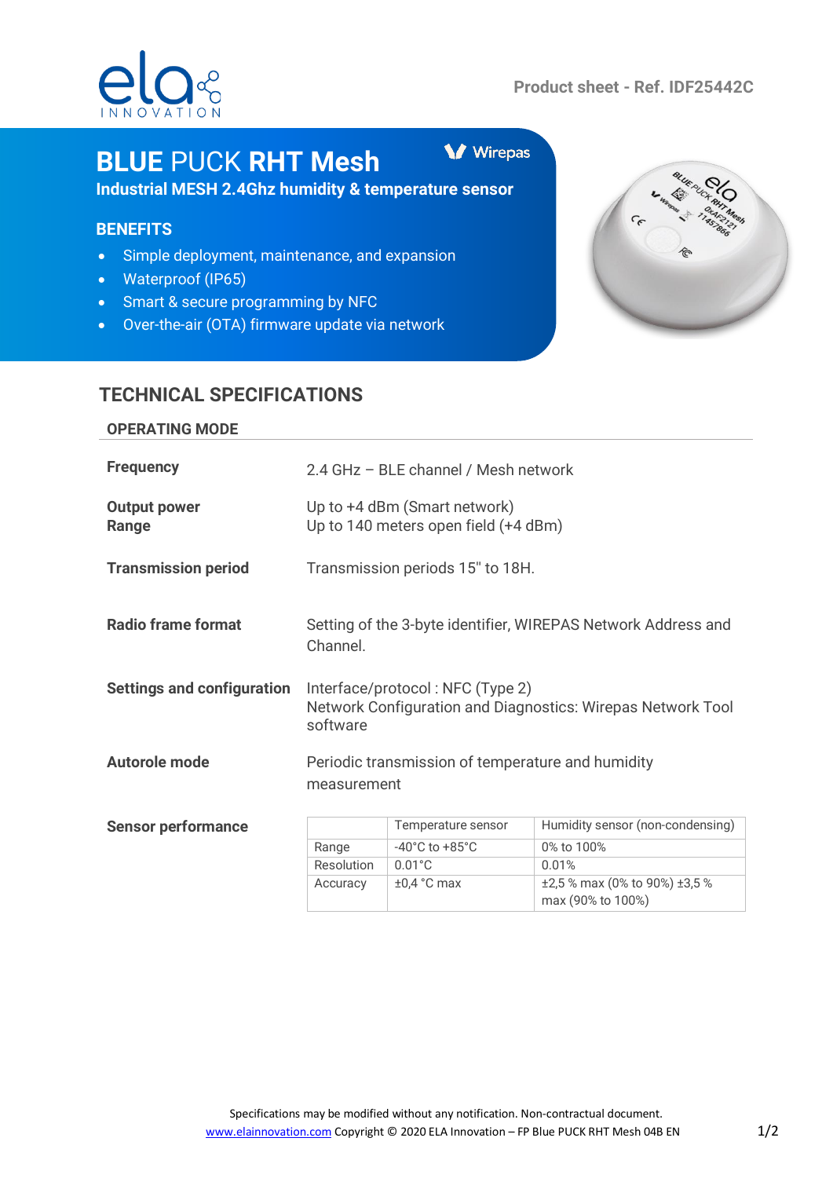Product sheet - Ref. IDF25442C

# BLUE PUCK RHT Mesh

Wirepas

**Industrial MESH 2.4Ghz humidity & temperature sensor**

## BENEFITS

- Simple deployment, maintenance, and expansion
- Waterproof (IP65)
- Smart & secure programming by NFC
- Over-the-air (OTA) firmware update via network

## TECHNICAL SPECIFICATIONS

### OPERATING MODE

**Frequency**

2.4 GHz – BLE channel / Mesh network

**Output power**
**Range**

Up to +4 dBm (Smart network)
Up to 140 meters open field (+4 dBm)

**Transmission period**

Transmission periods 15" to 18H.

**Radio frame format**

Setting of the 3-byte identifier, WIREPAS Network Address and Channel.

**Settings and configuration**

Interface/protocol : NFC (Type 2)
Network Configuration and Diagnostics: Wirepas Network Tool software

**Autorole mode**

Periodic transmission of temperature and humidity measurement

**Sensor performance**

| | Temperature sensor | Humidity sensor (non-condensing) |
|---|---|---|
| Range | -40°C to +85°C | 0% to 100% |
| Resolution | 0.01°C | 0.01% |
| Accuracy | ±0,4 °C max | ±2,5 % max (0% to 90%) ±3,5 % max (90% to 100%) |

Specifications may be modified without any notification. Non-contractual document.
www.elainnovation.com Copyright © 2020 ELA Innovation – FP Blue PUCK RHT Mesh 04B EN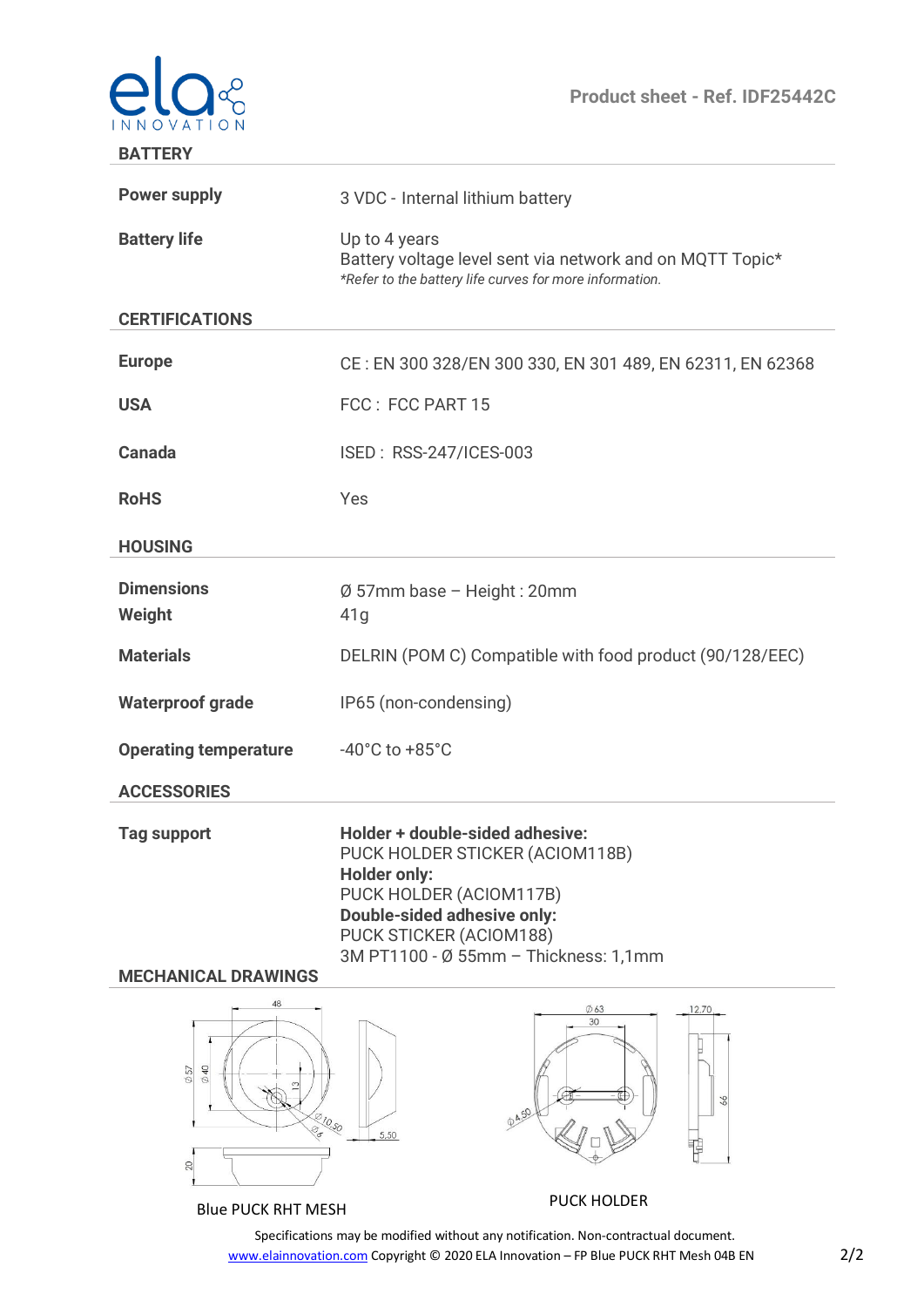## BATTERY

| | |
|---|---|
| **Power supply** | 3 VDC - Internal lithium battery |
| **Battery life** | Up to 4 years<br>Battery voltage level sent via network and on MQTT Topic*<br>*\*Refer to the battery life curves for more information.* |

## CERTIFICATIONS

| | |
|---|---|
| **Europe** | CE : EN 300 328/EN 300 330, EN 301 489, EN 62311, EN 62368 |
| **USA** | FCC : FCC PART 15 |
| **Canada** | ISED : RSS-247/ICES-003 |
| **RoHS** | Yes |

## HOUSING

| | |
|---|---|
| **Dimensions** | Ø 57mm base – Height : 20mm |
| **Weight** | 41g |
| **Materials** | DELRIN (POM C) Compatible with food product (90/128/EEC) |
| **Waterproof grade** | IP65 (non-condensing) |
| **Operating temperature** | -40°C to +85°C |

## ACCESSORIES

| | |
|---|---|
| **Tag support** | **Holder + double-sided adhesive:**<br>PUCK HOLDER STICKER (ACIOM118B)<br>**Holder only:**<br>PUCK HOLDER (ACIOM117B)<br>**Double-sided adhesive only:**<br>PUCK STICKER (ACIOM188)<br>3M PT1100 - Ø 55mm – Thickness: 1,1mm |

## MECHANICAL DRAWINGS

48
Ø 57
Ø 40
13
Ø 10,50
Ø 6
5,50
20

Blue PUCK RHT MESH

Ø 63
30
12,70
Ø 4,50
66

PUCK HOLDER

Specifications may be modified without any notification. Non-contractual document.
www.elainnovation.com Copyright © 2020 ELA Innovation – FP Blue PUCK RHT Mesh 04B EN